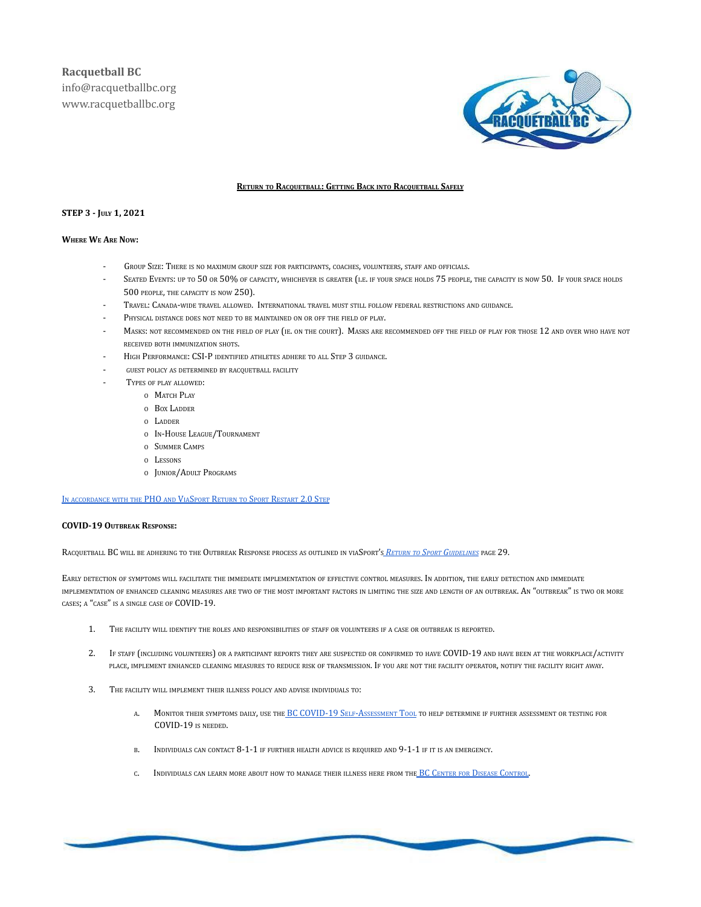Racquetball BC
info@racquetballbc.org
www.racquetballbc.org

**Return to Racquetball: Getting Back into Racquetball Safely**

**STEP 3 - July 1, 2021**

**Where We Are Now:**

- Group Size: There is no maximum group size for participants, coaches, volunteers, staff and officials.
- Seated Events: up to 50 or 50% of capacity, whichever is greater (i.e. if your space holds 75 people, the capacity is now 50. If your space holds 500 people, the capacity is now 250).
- Travel: Canada-wide travel allowed. International travel must still follow federal restrictions and guidance.
- Physical distance does not need to be maintained on or off the field of play.
- Masks: not recommended on the field of play (ie. on the court). Masks are recommended off the field of play for those 12 and over who have not received both immunization shots.
- High Performance: CSI-P identified athletes adhere to all Step 3 guidance.
- guest policy as determined by racquetball facility
- Types of play allowed:
  - Match Play
  - Box Ladder
  - Ladder
  - In-House League/Tournament
  - Summer Camps
  - Lessons
  - Junior/Adult Programs

In accordance with the PHO and ViaSport Return to Sport Restart 2.0 Step

**COVID-19 Outbreak Response:**

Racquetball BC will be adhering to the Outbreak Response process as outlined in viaSport's *Return to Sport Guidelines* page 29.

Early detection of symptoms will facilitate the immediate implementation of effective control measures. In addition, the early detection and immediate implementation of enhanced cleaning measures are two of the most important factors in limiting the size and length of an outbreak. An "outbreak" is two or more cases; a "case" is a single case of COVID-19.

1. The facility will identify the roles and responsibilities of staff or volunteers if a case or outbreak is reported.

2. If staff (including volunteers) or a participant reports they are suspected or confirmed to have COVID-19 and have been at the workplace/activity place, implement enhanced cleaning measures to reduce risk of transmission. If you are not the facility operator, notify the facility right away.

3. The facility will implement their illness policy and advise individuals to:

   a. Monitor their symptoms daily, use the BC COVID-19 Self-Assessment Tool to help determine if further assessment or testing for COVID-19 is needed.

   b. Individuals can contact 8-1-1 if further health advice is required and 9-1-1 if it is an emergency.

   c. Individuals can learn more about how to manage their illness here from the BC Center for Disease Control.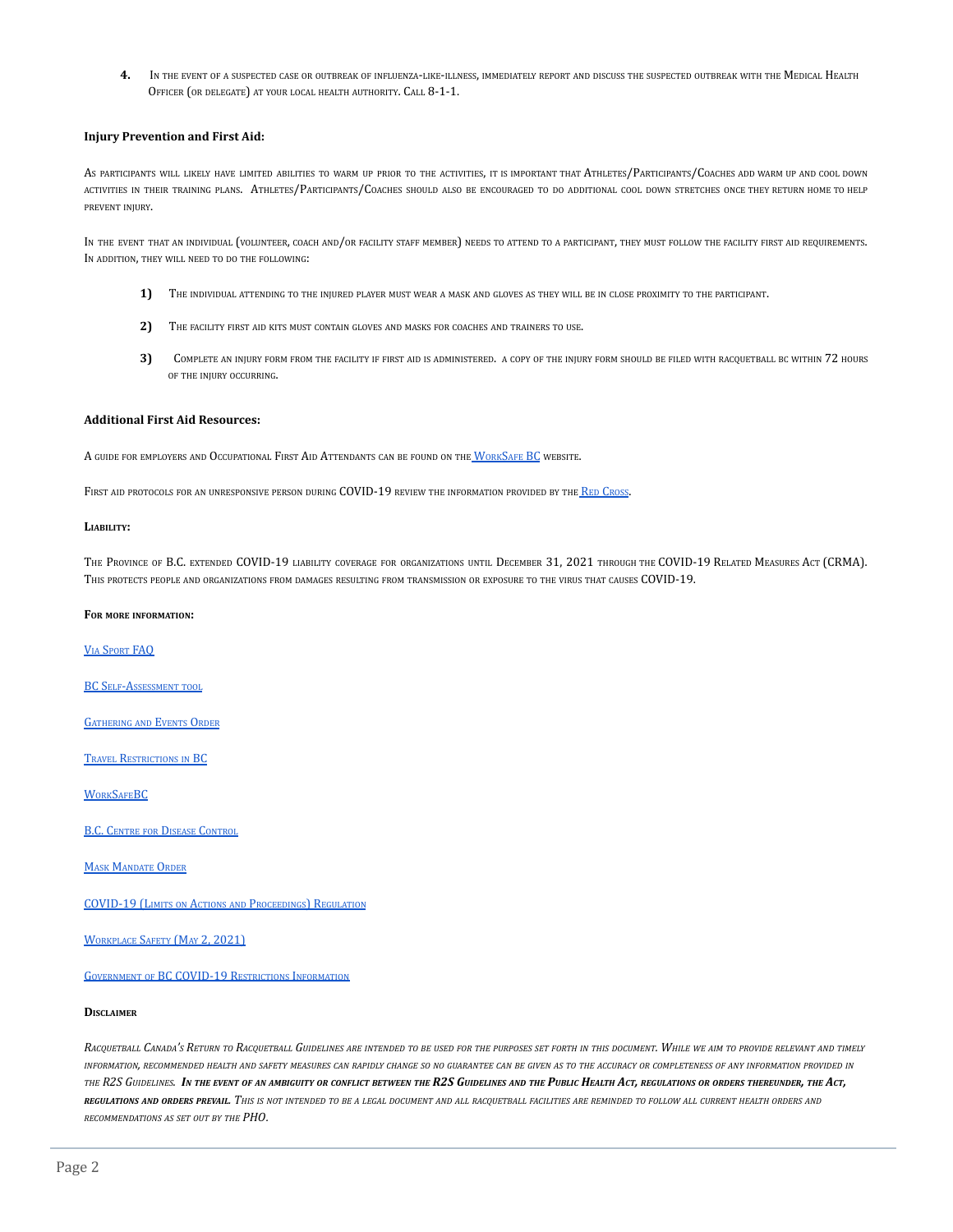4. In the event of a suspected case or outbreak of influenza-like-illness, immediately report and discuss the suspected outbreak with the Medical Health Officer (or delegate) at your local health authority. Call 8-1-1.

**Injury Prevention and First Aid:**

As participants will likely have limited abilities to warm up prior to the activities, it is important that Athletes/Participants/Coaches add warm up and cool down activities in their training plans. Athletes/Participants/Coaches should also be encouraged to do additional cool down stretches once they return home to help prevent injury.

In the event that an individual (volunteer, coach and/or facility staff member) needs to attend to a participant, they must follow the facility first aid requirements. In addition, they will need to do the following:

1) The individual attending to the injured player must wear a mask and gloves as they will be in close proximity to the participant.

2) The facility first aid kits must contain gloves and masks for coaches and trainers to use.

3) Complete an injury form from the facility if first aid is administered. A copy of the injury form should be filed with racquetball BC within 72 hours of the injury occurring.

**Additional First Aid Resources:**

A guide for employers and Occupational First Aid Attendants can be found on the WorkSafe BC website.

First aid protocols for an unresponsive person during COVID-19 review the information provided by the Red Cross.

**Liability:**

The Province of B.C. extended COVID-19 liability coverage for organizations until December 31, 2021 through the COVID-19 Related Measures Act (CRMA). This protects people and organizations from damages resulting from transmission or exposure to the virus that causes COVID-19.

**For more information:**

Via Sport FAQ

BC Self-Assessment tool

Gathering and Events Order

Travel Restrictions in BC

WorkSafeBC

B.C. Centre for Disease Control

Mask Mandate Order

COVID-19 (Limits on Actions and Proceedings) Regulation

Workplace Safety (May 2, 2021)

Government of BC COVID-19 Restrictions Information

**Disclaimer**

*Racquetball Canada's Return to Racquetball Guidelines are intended to be used for the purposes set forth in this document. While we aim to provide relevant and timely information, recommended health and safety measures can rapidly change so no guarantee can be given as to the accuracy or completeness of any information provided in the R2S Guidelines.* ***In the event of an ambiguity or conflict between the R2S Guidelines and the Public Health Act, regulations or orders thereunder, the Act, regulations and orders prevail.*** *This is not intended to be a legal document and all racquetball facilities are reminded to follow all current health orders and recommendations as set out by the PHO.*